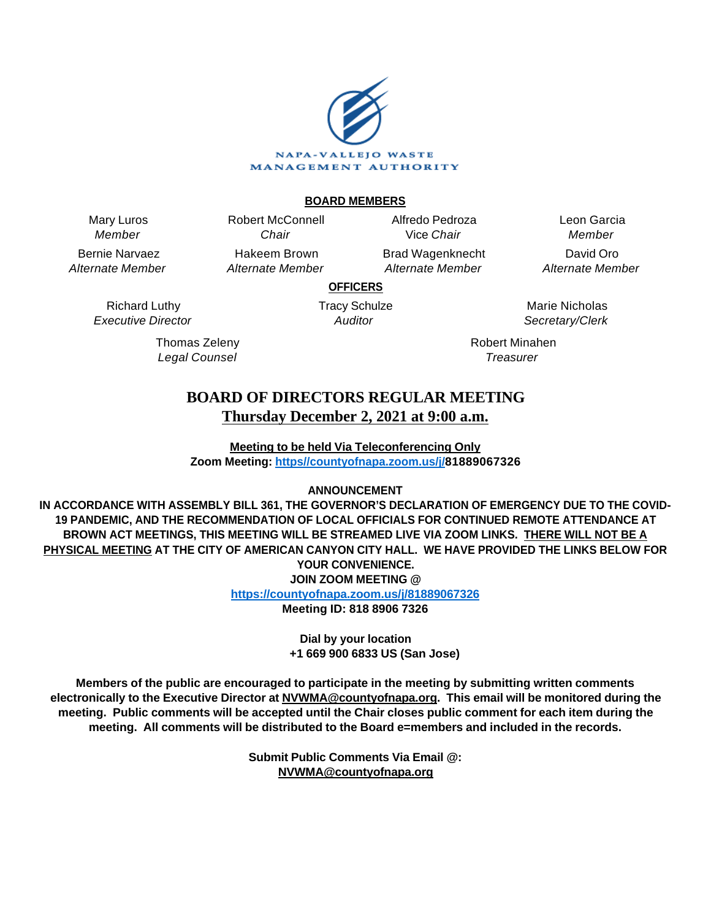NAPA-VALLEJO WASTE MANAGEMENT AUTHORITY

**BOARD MEMBERS**

| | | | |
|---|---|---|---|
| Mary Luros<br>*Member* | Robert McConnell<br>*Chair* | Alfredo Pedroza<br>Vice *Chair* | Leon Garcia<br>*Member* |
| Bernie Narvaez<br>*Alternate Member* | Hakeem Brown<br>*Alternate Member* | Brad Wagenknecht<br>*Alternate Member* | David Oro<br>*Alternate Member* |

**OFFICERS**

| | | |
|---|---|---|
| Richard Luthy<br>*Executive Director* | Tracy Schulze<br>*Auditor* | Marie Nicholas<br>*Secretary/Clerk* |
| Thomas Zeleny<br>*Legal Counsel* | | Robert Minahen<br>*Treasurer* |

# BOARD OF DIRECTORS REGULAR MEETING

## Thursday December 2, 2021 at 9:00 a.m.

**Meeting to be held Via Teleconferencing Only**
**Zoom Meeting: https//countyofnapa.zoom.us/j/81889067326**

**ANNOUNCEMENT**

**IN ACCORDANCE WITH ASSEMBLY BILL 361, THE GOVERNOR'S DECLARATION OF EMERGENCY DUE TO THE COVID-19 PANDEMIC, AND THE RECOMMENDATION OF LOCAL OFFICIALS FOR CONTINUED REMOTE ATTENDANCE AT BROWN ACT MEETINGS, THIS MEETING WILL BE STREAMED LIVE VIA ZOOM LINKS. THERE WILL NOT BE A PHYSICAL MEETING AT THE CITY OF AMERICAN CANYON CITY HALL. WE HAVE PROVIDED THE LINKS BELOW FOR YOUR CONVENIENCE.**

**JOIN ZOOM MEETING @**
**https://countyofnapa.zoom.us/j/81889067326**
**Meeting ID: 818 8906 7326**

**Dial by your location**
**+1 669 900 6833 US (San Jose)**

**Members of the public are encouraged to participate in the meeting by submitting written comments electronically to the Executive Director at NVWMA@countyofnapa.org. This email will be monitored during the meeting. Public comments will be accepted until the Chair closes public comment for each item during the meeting. All comments will be distributed to the Board e=members and included in the records.**

**Submit Public Comments Via Email @:**
**NVWMA@countyofnapa.org**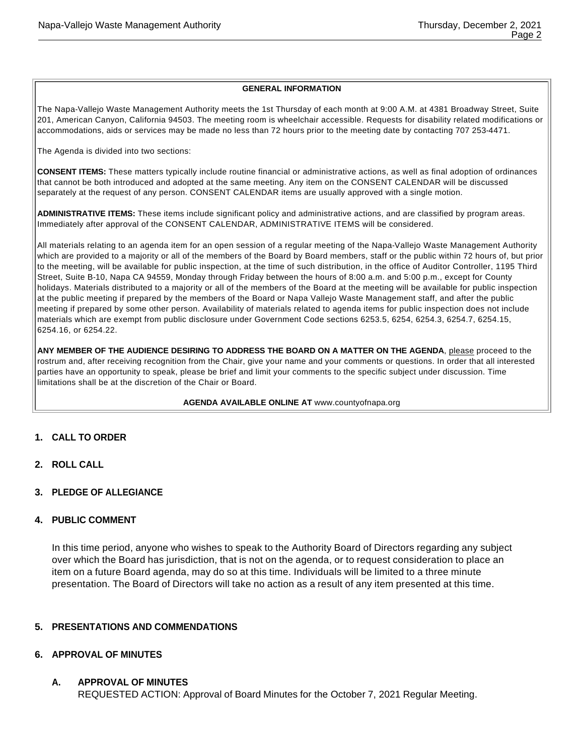**GENERAL INFORMATION**

The Napa-Vallejo Waste Management Authority meets the 1st Thursday of each month at 9:00 A.M. at 4381 Broadway Street, Suite 201, American Canyon, California 94503. The meeting room is wheelchair accessible. Requests for disability related modifications or accommodations, aids or services may be made no less than 72 hours prior to the meeting date by contacting 707 253-4471.

The Agenda is divided into two sections:

**CONSENT ITEMS:** These matters typically include routine financial or administrative actions, as well as final adoption of ordinances that cannot be both introduced and adopted at the same meeting. Any item on the CONSENT CALENDAR will be discussed separately at the request of any person. CONSENT CALENDAR items are usually approved with a single motion.

**ADMINISTRATIVE ITEMS:** These items include significant policy and administrative actions, and are classified by program areas. Immediately after approval of the CONSENT CALENDAR, ADMINISTRATIVE ITEMS will be considered.

All materials relating to an agenda item for an open session of a regular meeting of the Napa-Vallejo Waste Management Authority which are provided to a majority or all of the members of the Board by Board members, staff or the public within 72 hours of, but prior to the meeting, will be available for public inspection, at the time of such distribution, in the office of Auditor Controller, 1195 Third Street, Suite B-10, Napa CA 94559, Monday through Friday between the hours of 8:00 a.m. and 5:00 p.m., except for County holidays. Materials distributed to a majority or all of the members of the Board at the meeting will be available for public inspection at the public meeting if prepared by the members of the Board or Napa Vallejo Waste Management staff, and after the public meeting if prepared by some other person. Availability of materials related to agenda items for public inspection does not include materials which are exempt from public disclosure under Government Code sections 6253.5, 6254, 6254.3, 6254.7, 6254.15, 6254.16, or 6254.22.

**ANY MEMBER OF THE AUDIENCE DESIRING TO ADDRESS THE BOARD ON A MATTER ON THE AGENDA**, please proceed to the rostrum and, after receiving recognition from the Chair, give your name and your comments or questions. In order that all interested parties have an opportunity to speak, please be brief and limit your comments to the specific subject under discussion. Time limitations shall be at the discretion of the Chair or Board.

**AGENDA AVAILABLE ONLINE AT** www.countyofnapa.org

## 1. CALL TO ORDER

## 2. ROLL CALL

## 3. PLEDGE OF ALLEGIANCE

## 4. PUBLIC COMMENT

In this time period, anyone who wishes to speak to the Authority Board of Directors regarding any subject over which the Board has jurisdiction, that is not on the agenda, or to request consideration to place an item on a future Board agenda, may do so at this time. Individuals will be limited to a three minute presentation. The Board of Directors will take no action as a result of any item presented at this time.

## 5. PRESENTATIONS AND COMMENDATIONS

## 6. APPROVAL OF MINUTES

### A. APPROVAL OF MINUTES

REQUESTED ACTION: Approval of Board Minutes for the October 7, 2021 Regular Meeting.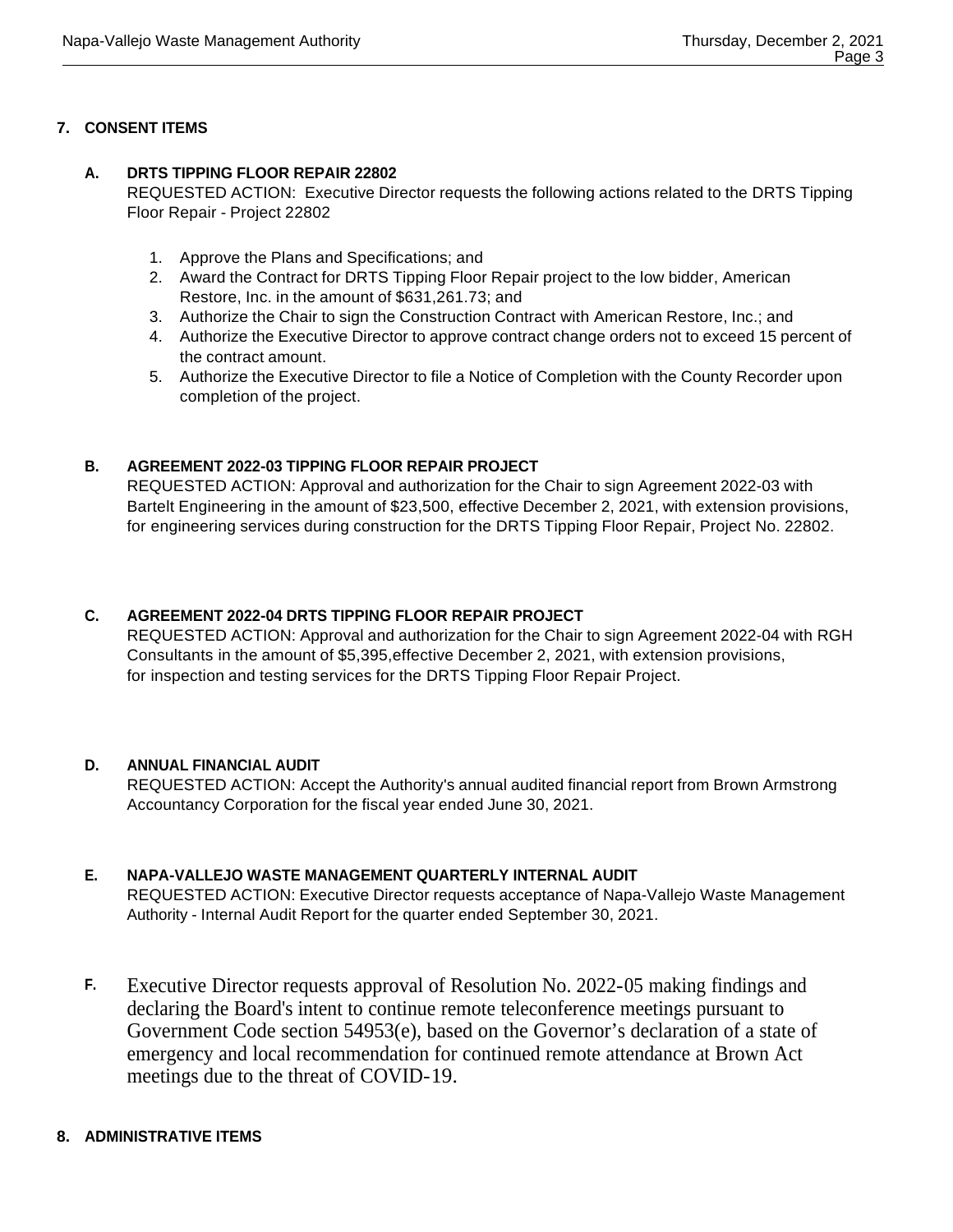## 7. CONSENT ITEMS

### A. DRTS TIPPING FLOOR REPAIR 22802

REQUESTED ACTION: Executive Director requests the following actions related to the DRTS Tipping Floor Repair - Project 22802

1. Approve the Plans and Specifications; and
2. Award the Contract for DRTS Tipping Floor Repair project to the low bidder, American Restore, Inc. in the amount of $631,261.73; and
3. Authorize the Chair to sign the Construction Contract with American Restore, Inc.; and
4. Authorize the Executive Director to approve contract change orders not to exceed 15 percent of the contract amount.
5. Authorize the Executive Director to file a Notice of Completion with the County Recorder upon completion of the project.

### B. AGREEMENT 2022-03 TIPPING FLOOR REPAIR PROJECT

REQUESTED ACTION: Approval and authorization for the Chair to sign Agreement 2022-03 with Bartelt Engineering in the amount of $23,500, effective December 2, 2021, with extension provisions, for engineering services during construction for the DRTS Tipping Floor Repair, Project No. 22802.

### C. AGREEMENT 2022-04 DRTS TIPPING FLOOR REPAIR PROJECT

REQUESTED ACTION: Approval and authorization for the Chair to sign Agreement 2022-04 with RGH Consultants in the amount of $5,395,effective December 2, 2021, with extension provisions, for inspection and testing services for the DRTS Tipping Floor Repair Project.

### D. ANNUAL FINANCIAL AUDIT

REQUESTED ACTION: Accept the Authority's annual audited financial report from Brown Armstrong Accountancy Corporation for the fiscal year ended June 30, 2021.

### E. NAPA-VALLEJO WASTE MANAGEMENT QUARTERLY INTERNAL AUDIT

REQUESTED ACTION: Executive Director requests acceptance of Napa-Vallejo Waste Management Authority - Internal Audit Report for the quarter ended September 30, 2021.

### F.

Executive Director requests approval of Resolution No. 2022-05 making findings and declaring the Board's intent to continue remote teleconference meetings pursuant to Government Code section 54953(e), based on the Governor's declaration of a state of emergency and local recommendation for continued remote attendance at Brown Act meetings due to the threat of COVID-19.

## 8. ADMINISTRATIVE ITEMS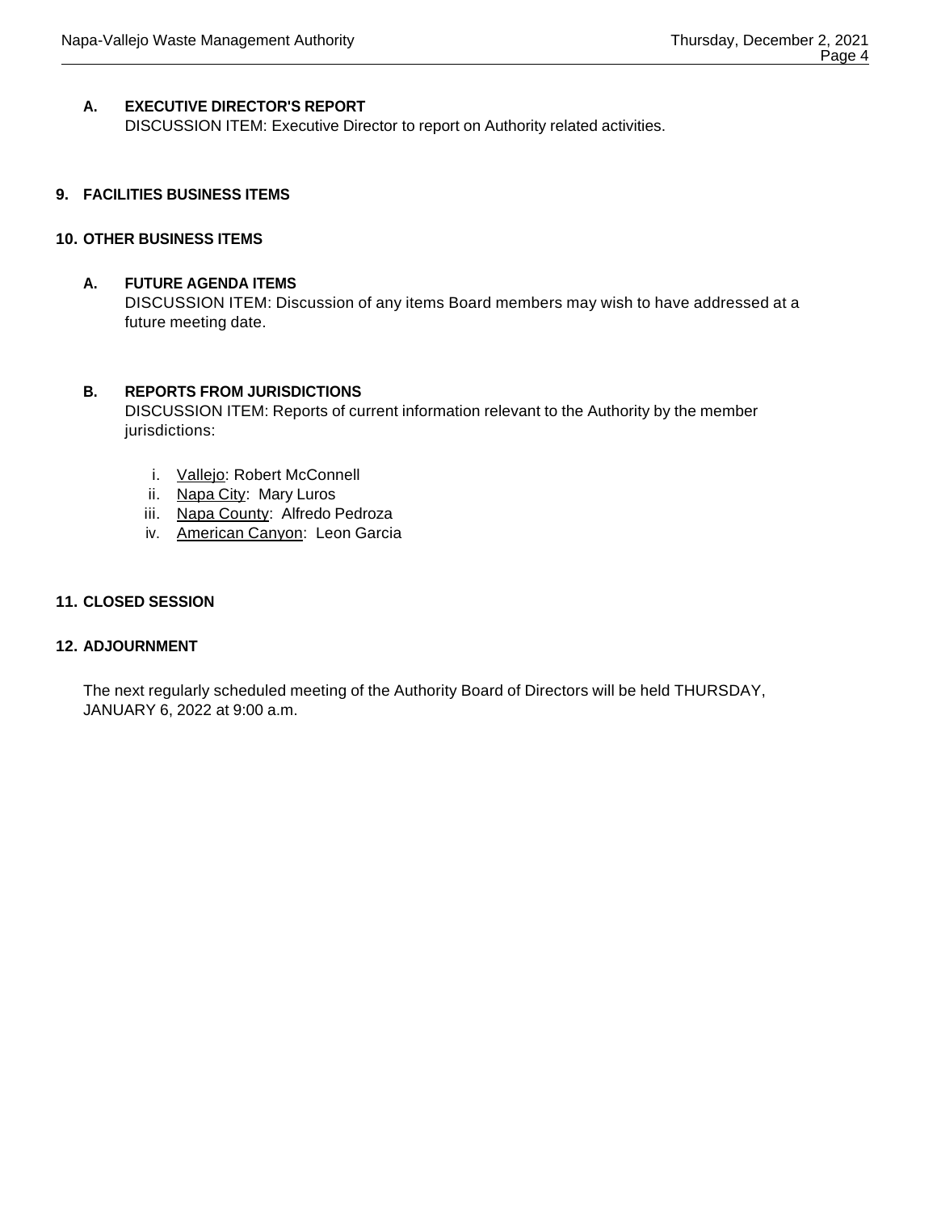**A. EXECUTIVE DIRECTOR'S REPORT**

DISCUSSION ITEM: Executive Director to report on Authority related activities.

## 9. FACILITIES BUSINESS ITEMS

## 10. OTHER BUSINESS ITEMS

**A. FUTURE AGENDA ITEMS**

DISCUSSION ITEM: Discussion of any items Board members may wish to have addressed at a future meeting date.

**B. REPORTS FROM JURISDICTIONS**

DISCUSSION ITEM: Reports of current information relevant to the Authority by the member jurisdictions:

i. Vallejo: Robert McConnell
ii. Napa City: Mary Luros
iii. Napa County: Alfredo Pedroza
iv. American Canyon: Leon Garcia

## 11. CLOSED SESSION

## 12. ADJOURNMENT

The next regularly scheduled meeting of the Authority Board of Directors will be held THURSDAY, JANUARY 6, 2022 at 9:00 a.m.